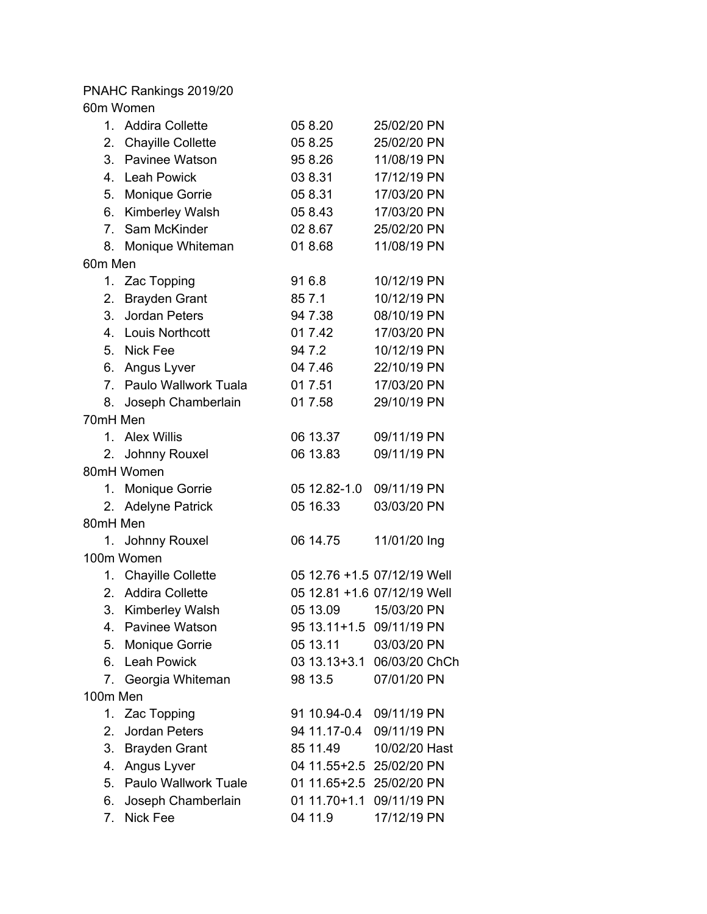PNAHC Rankings 2019/20

60m Women

1. Addira Collette 05 8.20 25/02/20 PN
2. Chayille Collette 05 8.25 25/02/20 PN
3. Pavinee Watson 95 8.26 11/08/19 PN
4. Leah Powick 03 8.31 17/12/19 PN
5. Monique Gorrie 05 8.31 17/03/20 PN
6. Kimberley Walsh 05 8.43 17/03/20 PN
7. Sam McKinder 02 8.67 25/02/20 PN
8. Monique Whiteman 01 8.68 11/08/19 PN

60m Men

1. Zac Topping 91 6.8 10/12/19 PN
2. Brayden Grant 85 7.1 10/12/19 PN
3. Jordan Peters 94 7.38 08/10/19 PN
4. Louis Northcott 01 7.42 17/03/20 PN
5. Nick Fee 94 7.2 10/12/19 PN
6. Angus Lyver 04 7.46 22/10/19 PN
7. Paulo Wallwork Tuala 01 7.51 17/03/20 PN
8. Joseph Chamberlain 01 7.58 29/10/19 PN

70mH Men

1. Alex Willis 06 13.37 09/11/19 PN
2. Johnny Rouxel 06 13.83 09/11/19 PN

80mH Women

1. Monique Gorrie 05 12.82-1.0 09/11/19 PN
2. Adelyne Patrick 05 16.33 03/03/20 PN

80mH Men

1. Johnny Rouxel 06 14.75 11/01/20 Ing

100m Women

1. Chayille Collette 05 12.76 +1.5 07/12/19 Well
2. Addira Collette 05 12.81 +1.6 07/12/19 Well
3. Kimberley Walsh 05 13.09 15/03/20 PN
4. Pavinee Watson 95 13.11+1.5 09/11/19 PN
5. Monique Gorrie 05 13.11 03/03/20 PN
6. Leah Powick 03 13.13+3.1 06/03/20 ChCh
7. Georgia Whiteman 98 13.5 07/01/20 PN

100m Men

1. Zac Topping 91 10.94-0.4 09/11/19 PN
2. Jordan Peters 94 11.17-0.4 09/11/19 PN
3. Brayden Grant 85 11.49 10/02/20 Hast
4. Angus Lyver 04 11.55+2.5 25/02/20 PN
5. Paulo Wallwork Tuale 01 11.65+2.5 25/02/20 PN
6. Joseph Chamberlain 01 11.70+1.1 09/11/19 PN
7. Nick Fee 04 11.9 17/12/19 PN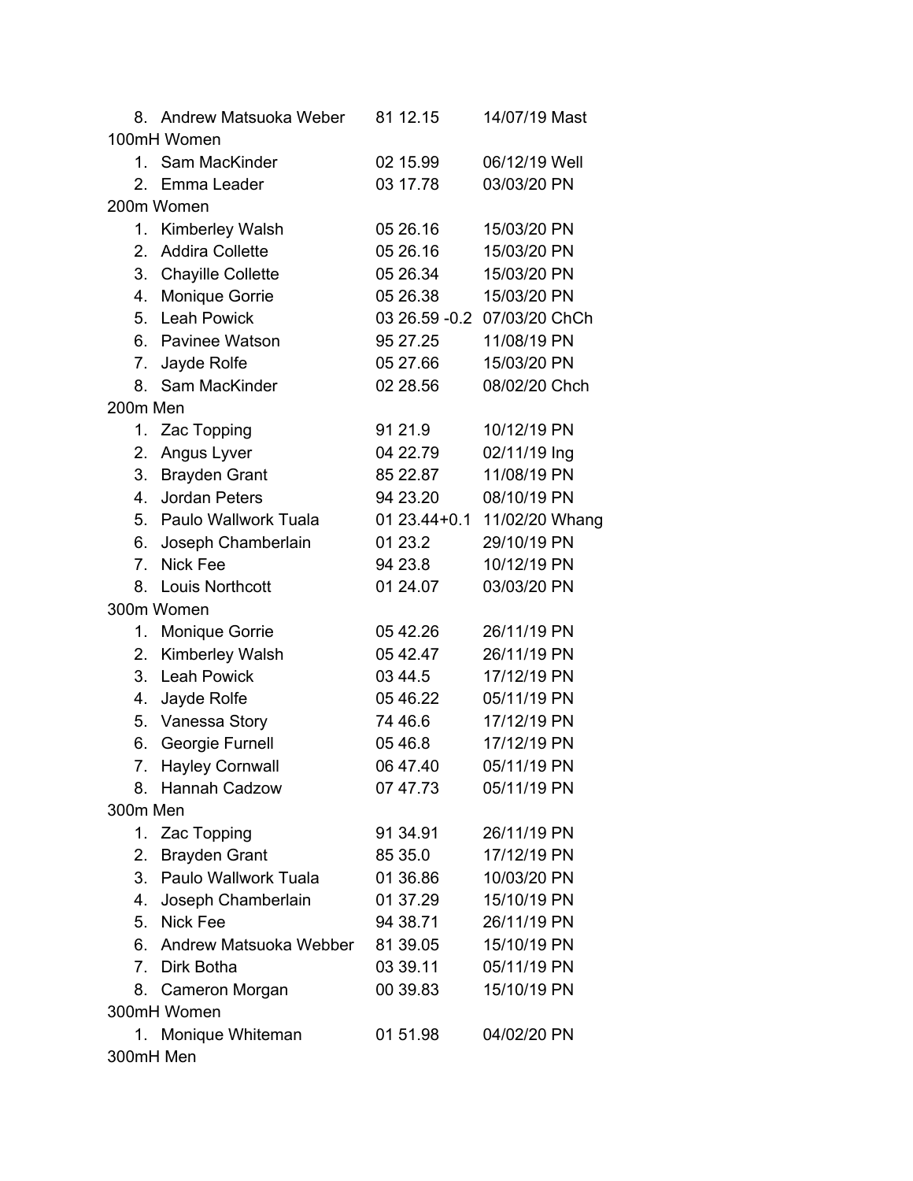8. Andrew Matsuoka Weber 81 12.15 14/07/19 Mast

100mH Women

1. Sam MacKinder 02 15.99 06/12/19 Well
2. Emma Leader 03 17.78 03/03/20 PN

200m Women

1. Kimberley Walsh 05 26.16 15/03/20 PN
2. Addira Collette 05 26.16 15/03/20 PN
3. Chayille Collette 05 26.34 15/03/20 PN
4. Monique Gorrie 05 26.38 15/03/20 PN
5. Leah Powick 03 26.59 -0.2 07/03/20 ChCh
6. Pavinee Watson 95 27.25 11/08/19 PN
7. Jayde Rolfe 05 27.66 15/03/20 PN
8. Sam MacKinder 02 28.56 08/02/20 Chch

200m Men

1. Zac Topping 91 21.9 10/12/19 PN
2. Angus Lyver 04 22.79 02/11/19 Ing
3. Brayden Grant 85 22.87 11/08/19 PN
4. Jordan Peters 94 23.20 08/10/19 PN
5. Paulo Wallwork Tuala 01 23.44+0.1 11/02/20 Whang
6. Joseph Chamberlain 01 23.2 29/10/19 PN
7. Nick Fee 94 23.8 10/12/19 PN
8. Louis Northcott 01 24.07 03/03/20 PN

300m Women

1. Monique Gorrie 05 42.26 26/11/19 PN
2. Kimberley Walsh 05 42.47 26/11/19 PN
3. Leah Powick 03 44.5 17/12/19 PN
4. Jayde Rolfe 05 46.22 05/11/19 PN
5. Vanessa Story 74 46.6 17/12/19 PN
6. Georgie Furnell 05 46.8 17/12/19 PN
7. Hayley Cornwall 06 47.40 05/11/19 PN
8. Hannah Cadzow 07 47.73 05/11/19 PN

300m Men

1. Zac Topping 91 34.91 26/11/19 PN
2. Brayden Grant 85 35.0 17/12/19 PN
3. Paulo Wallwork Tuala 01 36.86 10/03/20 PN
4. Joseph Chamberlain 01 37.29 15/10/19 PN
5. Nick Fee 94 38.71 26/11/19 PN
6. Andrew Matsuoka Webber 81 39.05 15/10/19 PN
7. Dirk Botha 03 39.11 05/11/19 PN
8. Cameron Morgan 00 39.83 15/10/19 PN

300mH Women

1. Monique Whiteman 01 51.98 04/02/20 PN

300mH Men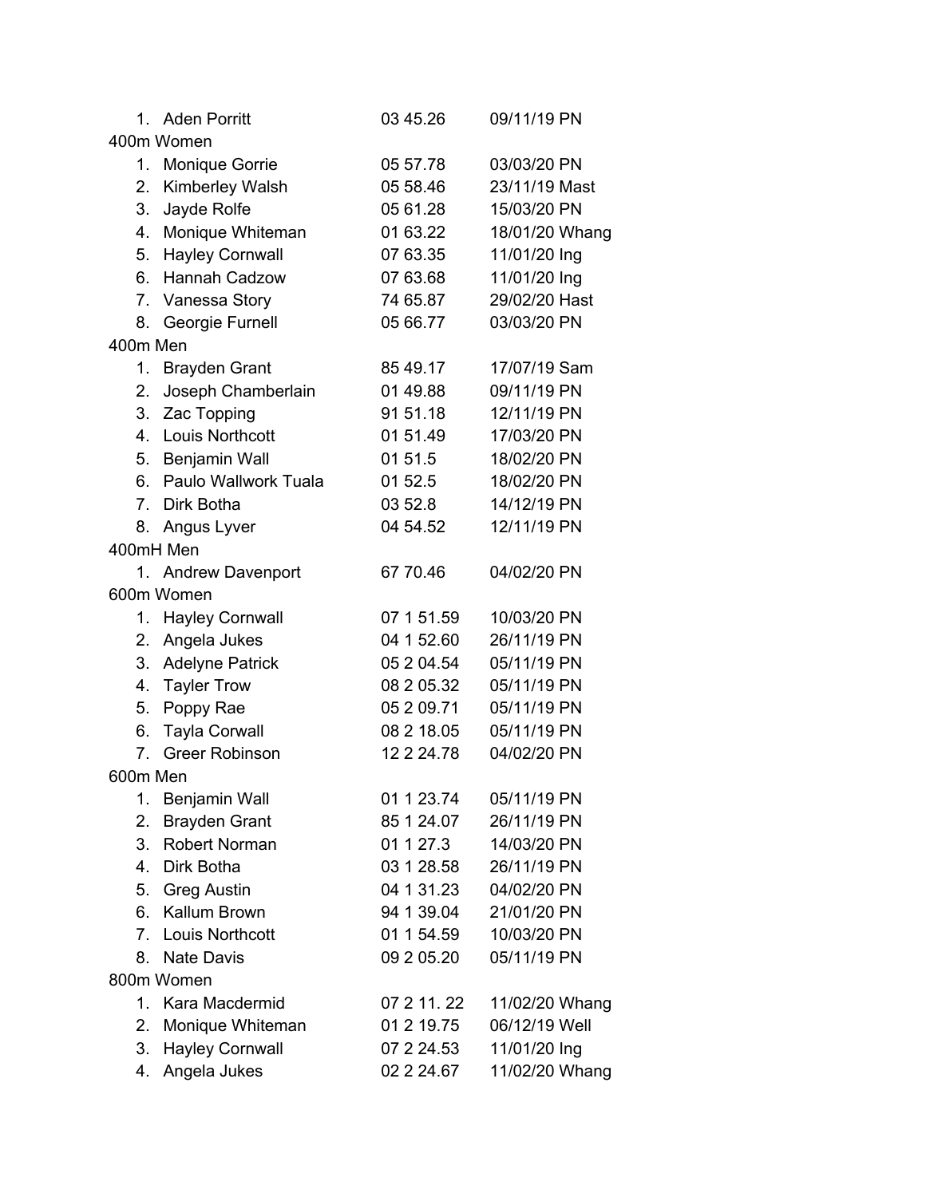1. Aden Porritt 03 45.26 09/11/19 PN

400m Women

1. Monique Gorrie 05 57.78 03/03/20 PN
2. Kimberley Walsh 05 58.46 23/11/19 Mast
3. Jayde Rolfe 05 61.28 15/03/20 PN
4. Monique Whiteman 01 63.22 18/01/20 Whang
5. Hayley Cornwall 07 63.35 11/01/20 Ing
6. Hannah Cadzow 07 63.68 11/01/20 Ing
7. Vanessa Story 74 65.87 29/02/20 Hast
8. Georgie Furnell 05 66.77 03/03/20 PN

400m Men

1. Brayden Grant 85 49.17 17/07/19 Sam
2. Joseph Chamberlain 01 49.88 09/11/19 PN
3. Zac Topping 91 51.18 12/11/19 PN
4. Louis Northcott 01 51.49 17/03/20 PN
5. Benjamin Wall 01 51.5 18/02/20 PN
6. Paulo Wallwork Tuala 01 52.5 18/02/20 PN
7. Dirk Botha 03 52.8 14/12/19 PN
8. Angus Lyver 04 54.52 12/11/19 PN

400mH Men

1. Andrew Davenport 67 70.46 04/02/20 PN

600m Women

1. Hayley Cornwall 07 1 51.59 10/03/20 PN
2. Angela Jukes 04 1 52.60 26/11/19 PN
3. Adelyne Patrick 05 2 04.54 05/11/19 PN
4. Tayler Trow 08 2 05.32 05/11/19 PN
5. Poppy Rae 05 2 09.71 05/11/19 PN
6. Tayla Corwall 08 2 18.05 05/11/19 PN
7. Greer Robinson 12 2 24.78 04/02/20 PN

600m Men

1. Benjamin Wall 01 1 23.74 05/11/19 PN
2. Brayden Grant 85 1 24.07 26/11/19 PN
3. Robert Norman 01 1 27.3 14/03/20 PN
4. Dirk Botha 03 1 28.58 26/11/19 PN
5. Greg Austin 04 1 31.23 04/02/20 PN
6. Kallum Brown 94 1 39.04 21/01/20 PN
7. Louis Northcott 01 1 54.59 10/03/20 PN
8. Nate Davis 09 2 05.20 05/11/19 PN

800m Women

1. Kara Macdermid 07 2 11. 22 11/02/20 Whang
2. Monique Whiteman 01 2 19.75 06/12/19 Well
3. Hayley Cornwall 07 2 24.53 11/01/20 Ing
4. Angela Jukes 02 2 24.67 11/02/20 Whang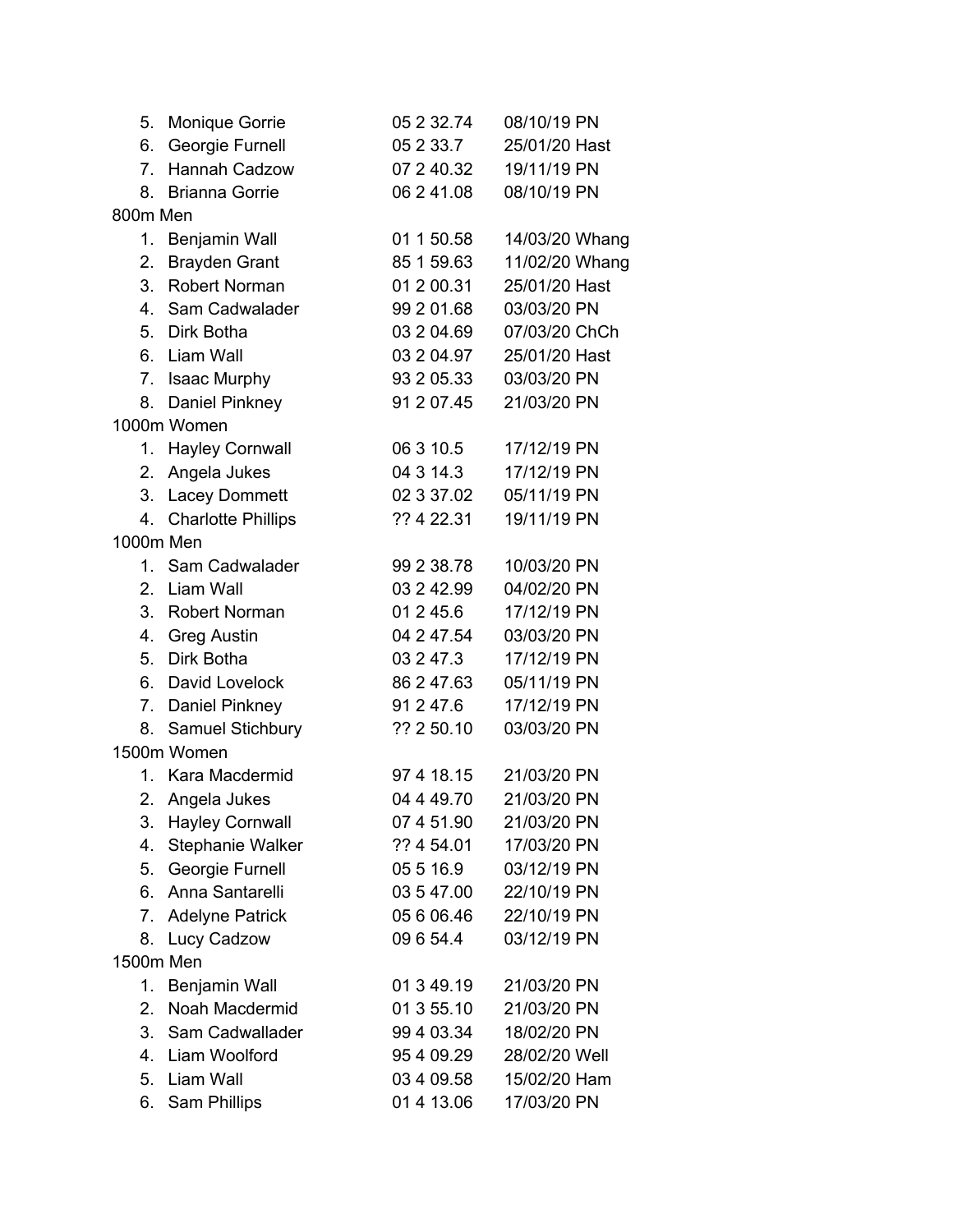5. Monique Gorrie 05 2 32.74 08/10/19 PN
6. Georgie Furnell 05 2 33.7 25/01/20 Hast
7. Hannah Cadzow 07 2 40.32 19/11/19 PN
8. Brianna Gorrie 06 2 41.08 08/10/19 PN

800m Men

1. Benjamin Wall 01 1 50.58 14/03/20 Whang
2. Brayden Grant 85 1 59.63 11/02/20 Whang
3. Robert Norman 01 2 00.31 25/01/20 Hast
4. Sam Cadwalader 99 2 01.68 03/03/20 PN
5. Dirk Botha 03 2 04.69 07/03/20 ChCh
6. Liam Wall 03 2 04.97 25/01/20 Hast
7. Isaac Murphy 93 2 05.33 03/03/20 PN
8. Daniel Pinkney 91 2 07.45 21/03/20 PN

1000m Women

1. Hayley Cornwall 06 3 10.5 17/12/19 PN
2. Angela Jukes 04 3 14.3 17/12/19 PN
3. Lacey Dommett 02 3 37.02 05/11/19 PN
4. Charlotte Phillips ?? 4 22.31 19/11/19 PN

1000m Men

1. Sam Cadwalader 99 2 38.78 10/03/20 PN
2. Liam Wall 03 2 42.99 04/02/20 PN
3. Robert Norman 01 2 45.6 17/12/19 PN
4. Greg Austin 04 2 47.54 03/03/20 PN
5. Dirk Botha 03 2 47.3 17/12/19 PN
6. David Lovelock 86 2 47.63 05/11/19 PN
7. Daniel Pinkney 91 2 47.6 17/12/19 PN
8. Samuel Stichbury ?? 2 50.10 03/03/20 PN

1500m Women

1. Kara Macdermid 97 4 18.15 21/03/20 PN
2. Angela Jukes 04 4 49.70 21/03/20 PN
3. Hayley Cornwall 07 4 51.90 21/03/20 PN
4. Stephanie Walker ?? 4 54.01 17/03/20 PN
5. Georgie Furnell 05 5 16.9 03/12/19 PN
6. Anna Santarelli 03 5 47.00 22/10/19 PN
7. Adelyne Patrick 05 6 06.46 22/10/19 PN
8. Lucy Cadzow 09 6 54.4 03/12/19 PN

1500m Men

1. Benjamin Wall 01 3 49.19 21/03/20 PN
2. Noah Macdermid 01 3 55.10 21/03/20 PN
3. Sam Cadwallader 99 4 03.34 18/02/20 PN
4. Liam Woolford 95 4 09.29 28/02/20 Well
5. Liam Wall 03 4 09.58 15/02/20 Ham
6. Sam Phillips 01 4 13.06 17/03/20 PN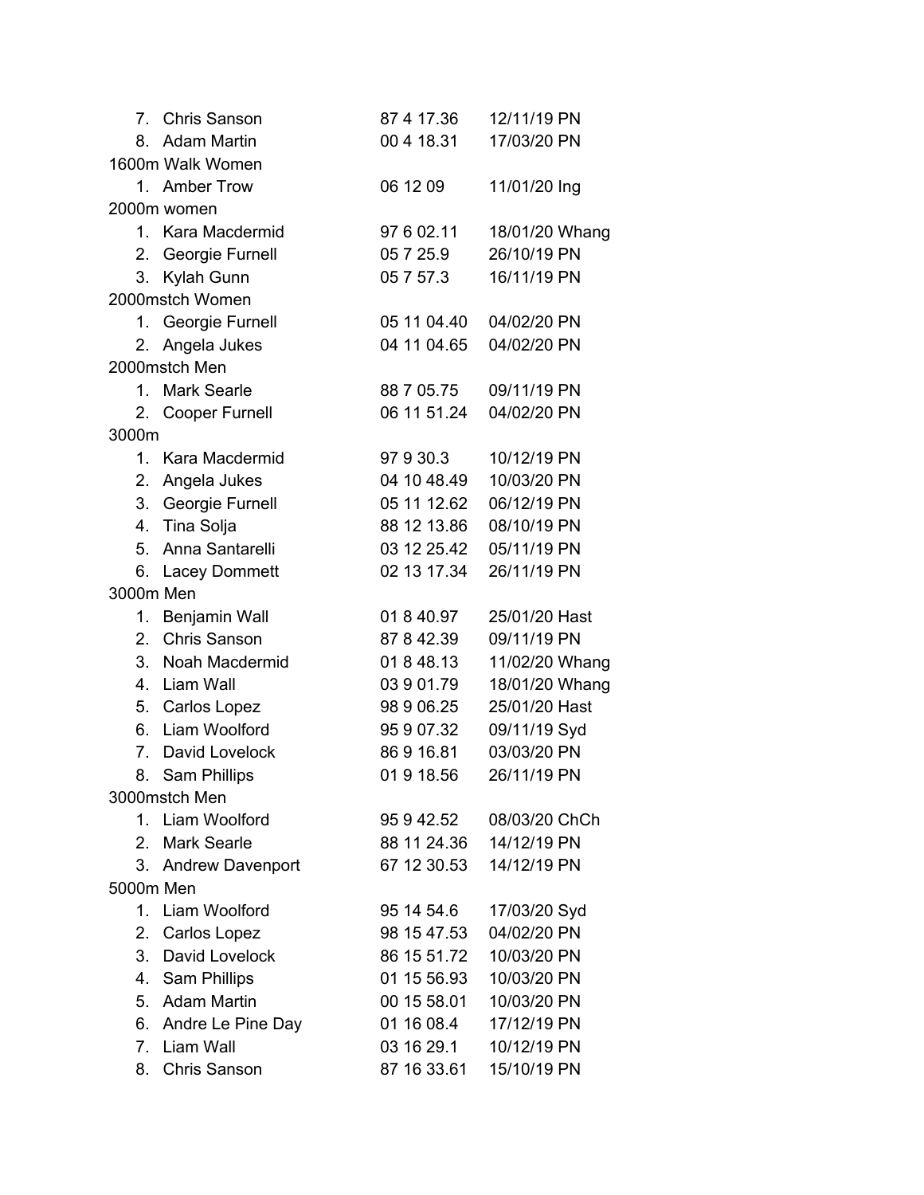7. Chris Sanson 87 4 17.36 12/11/19 PN
8. Adam Martin 00 4 18.31 17/03/20 PN

1600m Walk Women

1. Amber Trow 06 12 09 11/01/20 Ing

2000m women

1. Kara Macdermid 97 6 02.11 18/01/20 Whang
2. Georgie Furnell 05 7 25.9 26/10/19 PN
3. Kylah Gunn 05 7 57.3 16/11/19 PN

2000mstch Women

1. Georgie Furnell 05 11 04.40 04/02/20 PN
2. Angela Jukes 04 11 04.65 04/02/20 PN

2000mstch Men

1. Mark Searle 88 7 05.75 09/11/19 PN
2. Cooper Furnell 06 11 51.24 04/02/20 PN

3000m

1. Kara Macdermid 97 9 30.3 10/12/19 PN
2. Angela Jukes 04 10 48.49 10/03/20 PN
3. Georgie Furnell 05 11 12.62 06/12/19 PN
4. Tina Solja 88 12 13.86 08/10/19 PN
5. Anna Santarelli 03 12 25.42 05/11/19 PN
6. Lacey Dommett 02 13 17.34 26/11/19 PN

3000m Men

1. Benjamin Wall 01 8 40.97 25/01/20 Hast
2. Chris Sanson 87 8 42.39 09/11/19 PN
3. Noah Macdermid 01 8 48.13 11/02/20 Whang
4. Liam Wall 03 9 01.79 18/01/20 Whang
5. Carlos Lopez 98 9 06.25 25/01/20 Hast
6. Liam Woolford 95 9 07.32 09/11/19 Syd
7. David Lovelock 86 9 16.81 03/03/20 PN
8. Sam Phillips 01 9 18.56 26/11/19 PN

3000mstch Men

1. Liam Woolford 95 9 42.52 08/03/20 ChCh
2. Mark Searle 88 11 24.36 14/12/19 PN
3. Andrew Davenport 67 12 30.53 14/12/19 PN

5000m Men

1. Liam Woolford 95 14 54.6 17/03/20 Syd
2. Carlos Lopez 98 15 47.53 04/02/20 PN
3. David Lovelock 86 15 51.72 10/03/20 PN
4. Sam Phillips 01 15 56.93 10/03/20 PN
5. Adam Martin 00 15 58.01 10/03/20 PN
6. Andre Le Pine Day 01 16 08.4 17/12/19 PN
7. Liam Wall 03 16 29.1 10/12/19 PN
8. Chris Sanson 87 16 33.61 15/10/19 PN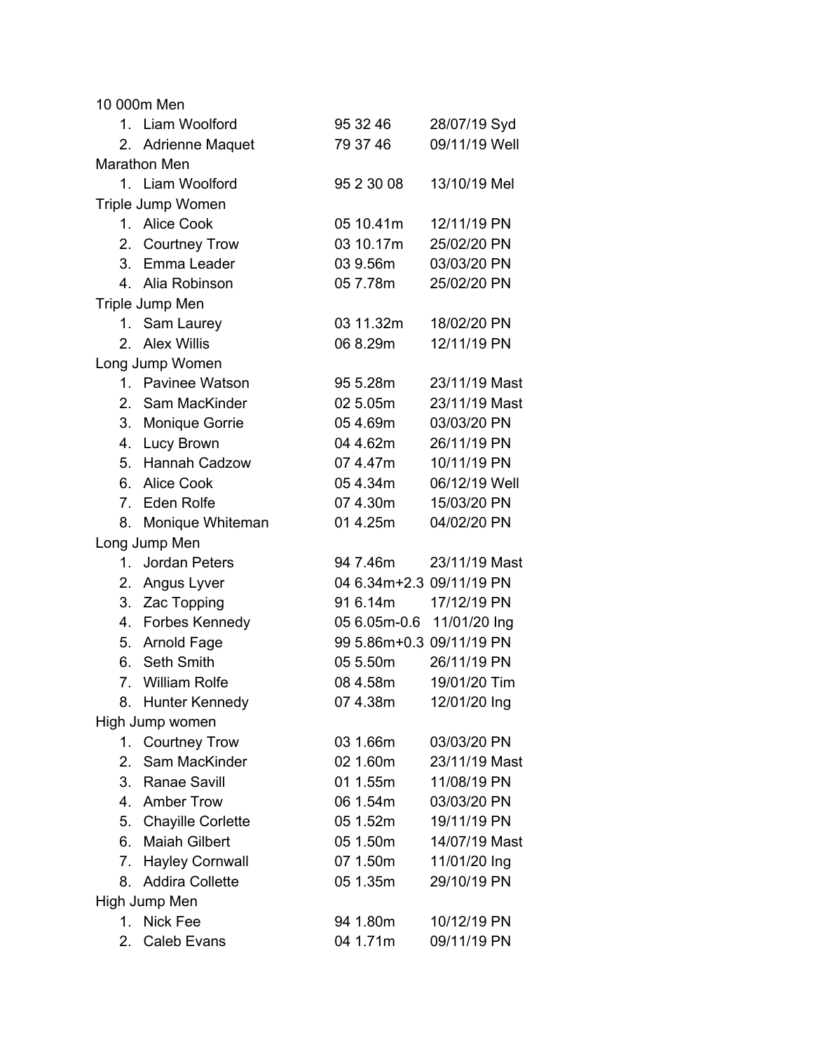10 000m Men

1. Liam Woolford 95 32 46 28/07/19 Syd
2. Adrienne Maquet 79 37 46 09/11/19 Well

Marathon Men

1. Liam Woolford 95 2 30 08 13/10/19 Mel

Triple Jump Women

1. Alice Cook 05 10.41m 12/11/19 PN
2. Courtney Trow 03 10.17m 25/02/20 PN
3. Emma Leader 03 9.56m 03/03/20 PN
4. Alia Robinson 05 7.78m 25/02/20 PN

Triple Jump Men

1. Sam Laurey 03 11.32m 18/02/20 PN
2. Alex Willis 06 8.29m 12/11/19 PN

Long Jump Women

1. Pavinee Watson 95 5.28m 23/11/19 Mast
2. Sam MacKinder 02 5.05m 23/11/19 Mast
3. Monique Gorrie 05 4.69m 03/03/20 PN
4. Lucy Brown 04 4.62m 26/11/19 PN
5. Hannah Cadzow 07 4.47m 10/11/19 PN
6. Alice Cook 05 4.34m 06/12/19 Well
7. Eden Rolfe 07 4.30m 15/03/20 PN
8. Monique Whiteman 01 4.25m 04/02/20 PN

Long Jump Men

1. Jordan Peters 94 7.46m 23/11/19 Mast
2. Angus Lyver 04 6.34m+2.3 09/11/19 PN
3. Zac Topping 91 6.14m 17/12/19 PN
4. Forbes Kennedy 05 6.05m-0.6 11/01/20 Ing
5. Arnold Fage 99 5.86m+0.3 09/11/19 PN
6. Seth Smith 05 5.50m 26/11/19 PN
7. William Rolfe 08 4.58m 19/01/20 Tim
8. Hunter Kennedy 07 4.38m 12/01/20 Ing

High Jump women

1. Courtney Trow 03 1.66m 03/03/20 PN
2. Sam MacKinder 02 1.60m 23/11/19 Mast
3. Ranae Savill 01 1.55m 11/08/19 PN
4. Amber Trow 06 1.54m 03/03/20 PN
5. Chayille Corlette 05 1.52m 19/11/19 PN
6. Maiah Gilbert 05 1.50m 14/07/19 Mast
7. Hayley Cornwall 07 1.50m 11/01/20 Ing
8. Addira Collette 05 1.35m 29/10/19 PN

High Jump Men

1. Nick Fee 94 1.80m 10/12/19 PN
2. Caleb Evans 04 1.71m 09/11/19 PN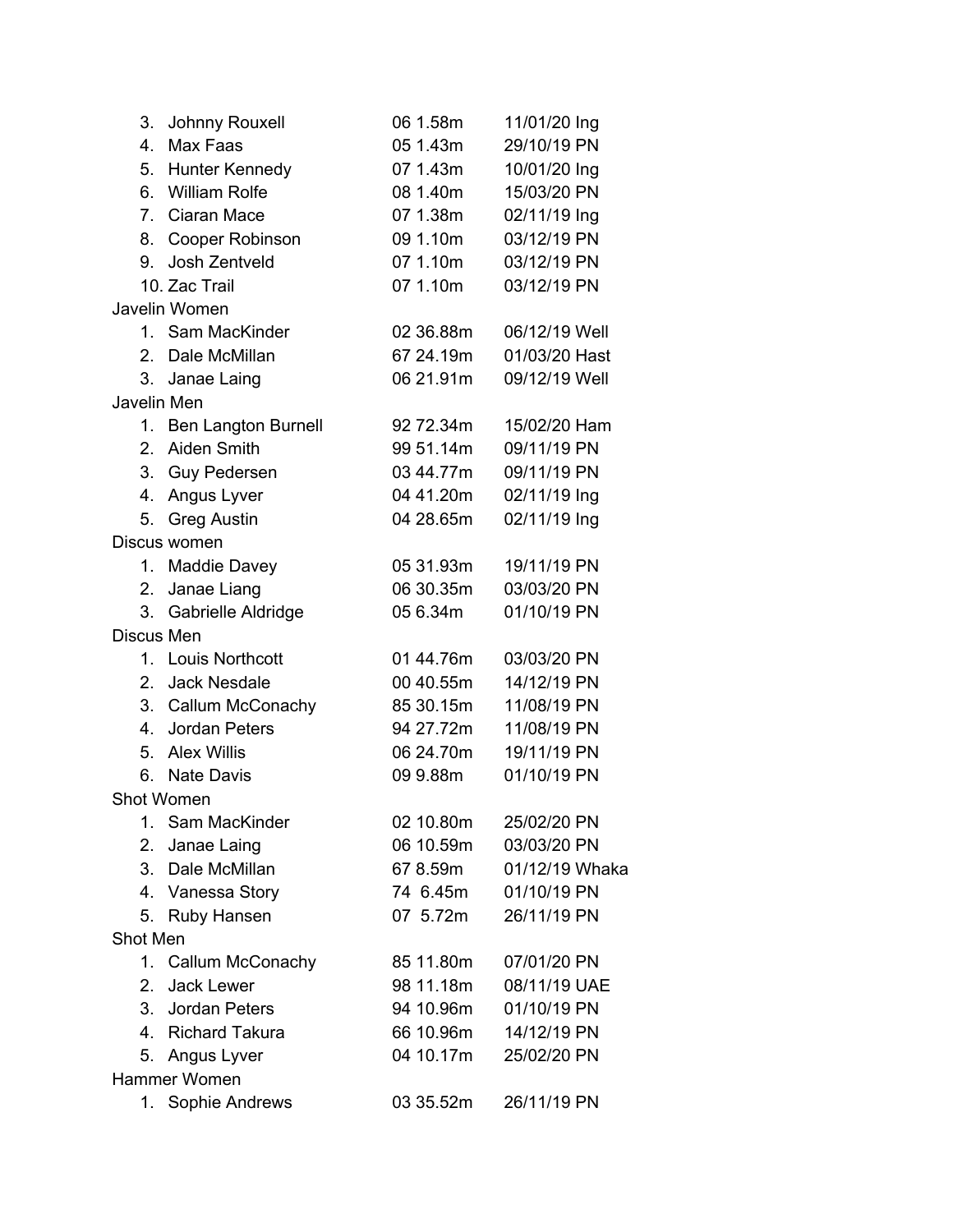3. Johnny Rouxell 06 1.58m 11/01/20 Ing
4. Max Faas 05 1.43m 29/10/19 PN
5. Hunter Kennedy 07 1.43m 10/01/20 Ing
6. William Rolfe 08 1.40m 15/03/20 PN
7. Ciaran Mace 07 1.38m 02/11/19 Ing
8. Cooper Robinson 09 1.10m 03/12/19 PN
9. Josh Zentveld 07 1.10m 03/12/19 PN
10. Zac Trail 07 1.10m 03/12/19 PN

Javelin Women

1. Sam MacKinder 02 36.88m 06/12/19 Well
2. Dale McMillan 67 24.19m 01/03/20 Hast
3. Janae Laing 06 21.91m 09/12/19 Well

Javelin Men

1. Ben Langton Burnell 92 72.34m 15/02/20 Ham
2. Aiden Smith 99 51.14m 09/11/19 PN
3. Guy Pedersen 03 44.77m 09/11/19 PN
4. Angus Lyver 04 41.20m 02/11/19 Ing
5. Greg Austin 04 28.65m 02/11/19 Ing

Discus women

1. Maddie Davey 05 31.93m 19/11/19 PN
2. Janae Liang 06 30.35m 03/03/20 PN
3. Gabrielle Aldridge 05 6.34m 01/10/19 PN

Discus Men

1. Louis Northcott 01 44.76m 03/03/20 PN
2. Jack Nesdale 00 40.55m 14/12/19 PN
3. Callum McConachy 85 30.15m 11/08/19 PN
4. Jordan Peters 94 27.72m 11/08/19 PN
5. Alex Willis 06 24.70m 19/11/19 PN
6. Nate Davis 09 9.88m 01/10/19 PN

Shot Women

1. Sam MacKinder 02 10.80m 25/02/20 PN
2. Janae Laing 06 10.59m 03/03/20 PN
3. Dale McMillan 67 8.59m 01/12/19 Whaka
4. Vanessa Story 74 6.45m 01/10/19 PN
5. Ruby Hansen 07 5.72m 26/11/19 PN

Shot Men

1. Callum McConachy 85 11.80m 07/01/20 PN
2. Jack Lewer 98 11.18m 08/11/19 UAE
3. Jordan Peters 94 10.96m 01/10/19 PN
4. Richard Takura 66 10.96m 14/12/19 PN
5. Angus Lyver 04 10.17m 25/02/20 PN

Hammer Women

1. Sophie Andrews 03 35.52m 26/11/19 PN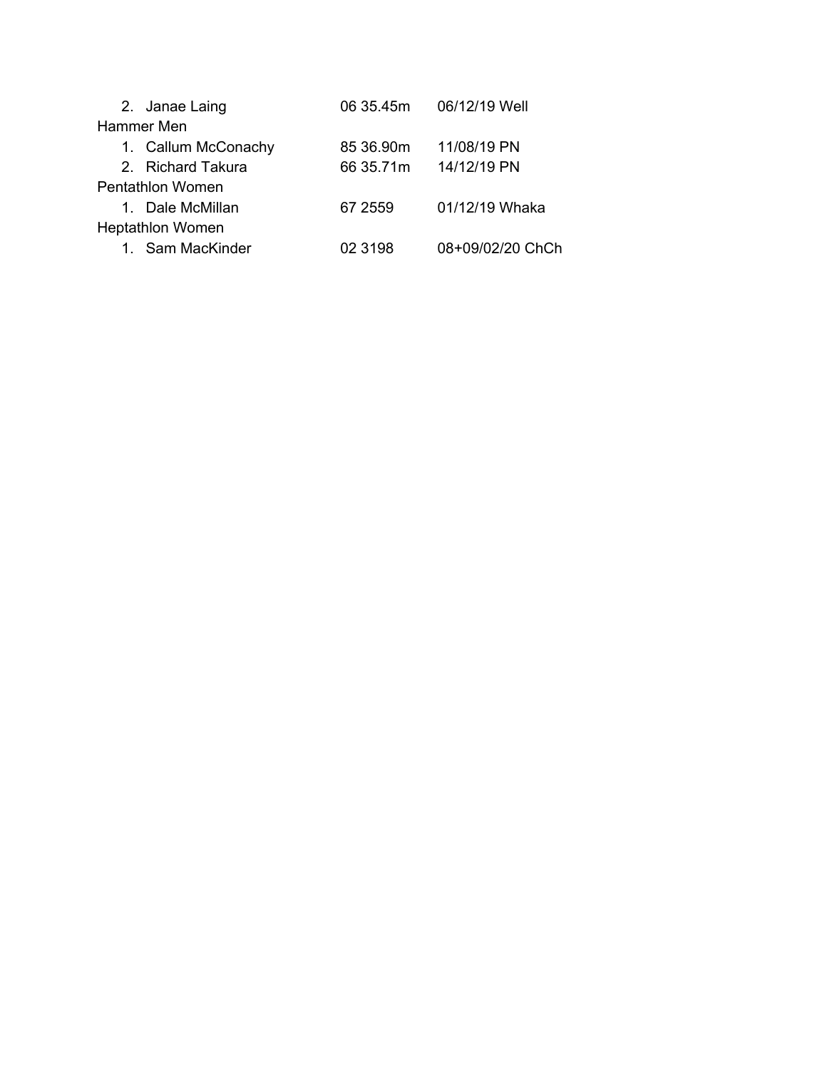2. Janae Laing 06 35.45m 06/12/19 Well

Hammer Men

1. Callum McConachy 85 36.90m 11/08/19 PN
2. Richard Takura 66 35.71m 14/12/19 PN

Pentathlon Women

1. Dale McMillan 67 2559 01/12/19 Whaka

Heptathlon Women

1. Sam MacKinder 02 3198 08+09/02/20 ChCh